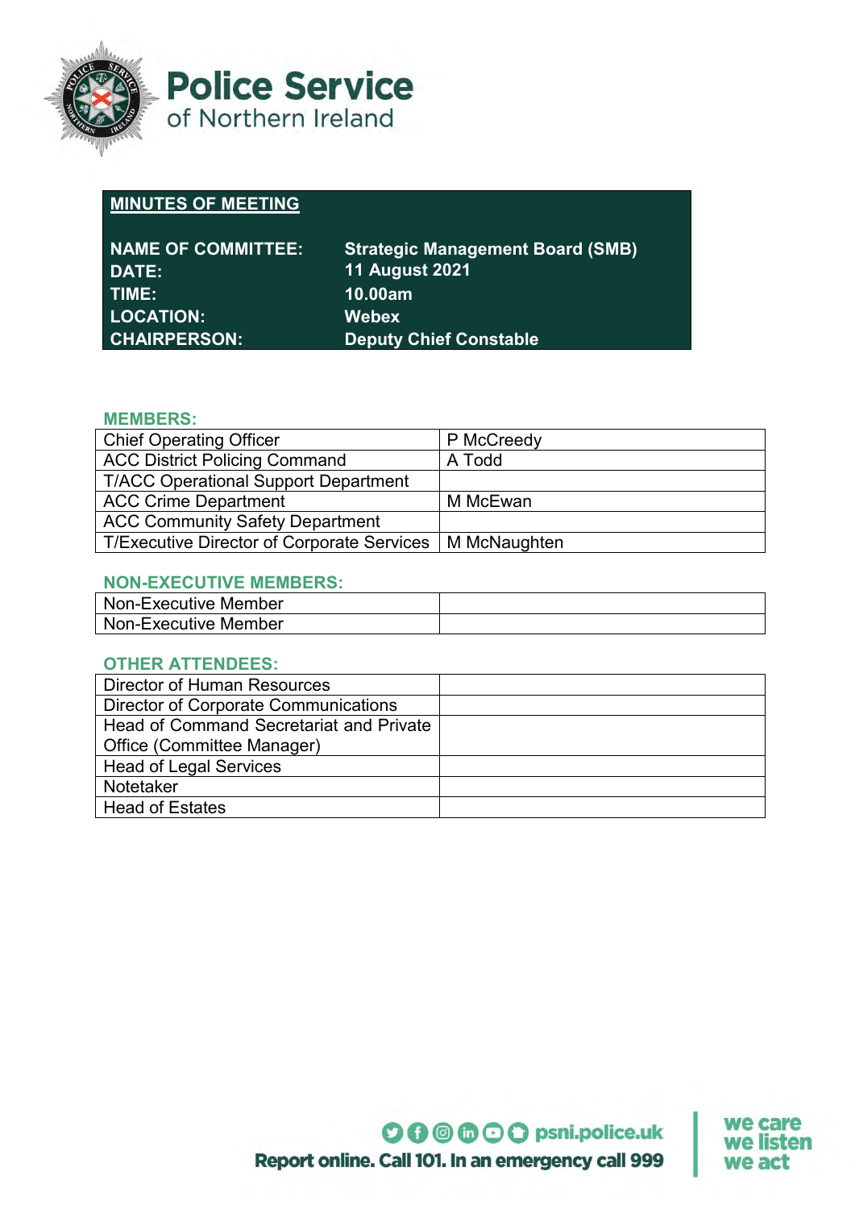# Police Service of Northern Ireland

## MINUTES OF MEETING

| | |
|---|---|
| **NAME OF COMMITTEE:** | **Strategic Management Board (SMB)** |
| **DATE:** | **11 August 2021** |
| **TIME:** | **10.00am** |
| **LOCATION:** | **Webex** |
| **CHAIRPERSON:** | **Deputy Chief Constable** |

### MEMBERS:

| | |
|---|---|
| Chief Operating Officer | P McCreedy |
| ACC District Policing Command | A Todd |
| T/ACC Operational Support Department | |
| ACC Crime Department | M McEwan |
| ACC Community Safety Department | |
| T/Executive Director of Corporate Services | M McNaughten |

### NON-EXECUTIVE MEMBERS:

| | |
|---|---|
| Non-Executive Member | |
| Non-Executive Member | |

### OTHER ATTENDEES:

| | |
|---|---|
| Director of Human Resources | |
| Director of Corporate Communications | |
| Head of Command Secretariat and Private Office (Committee Manager) | |
| Head of Legal Services | |
| Notetaker | |
| Head of Estates | |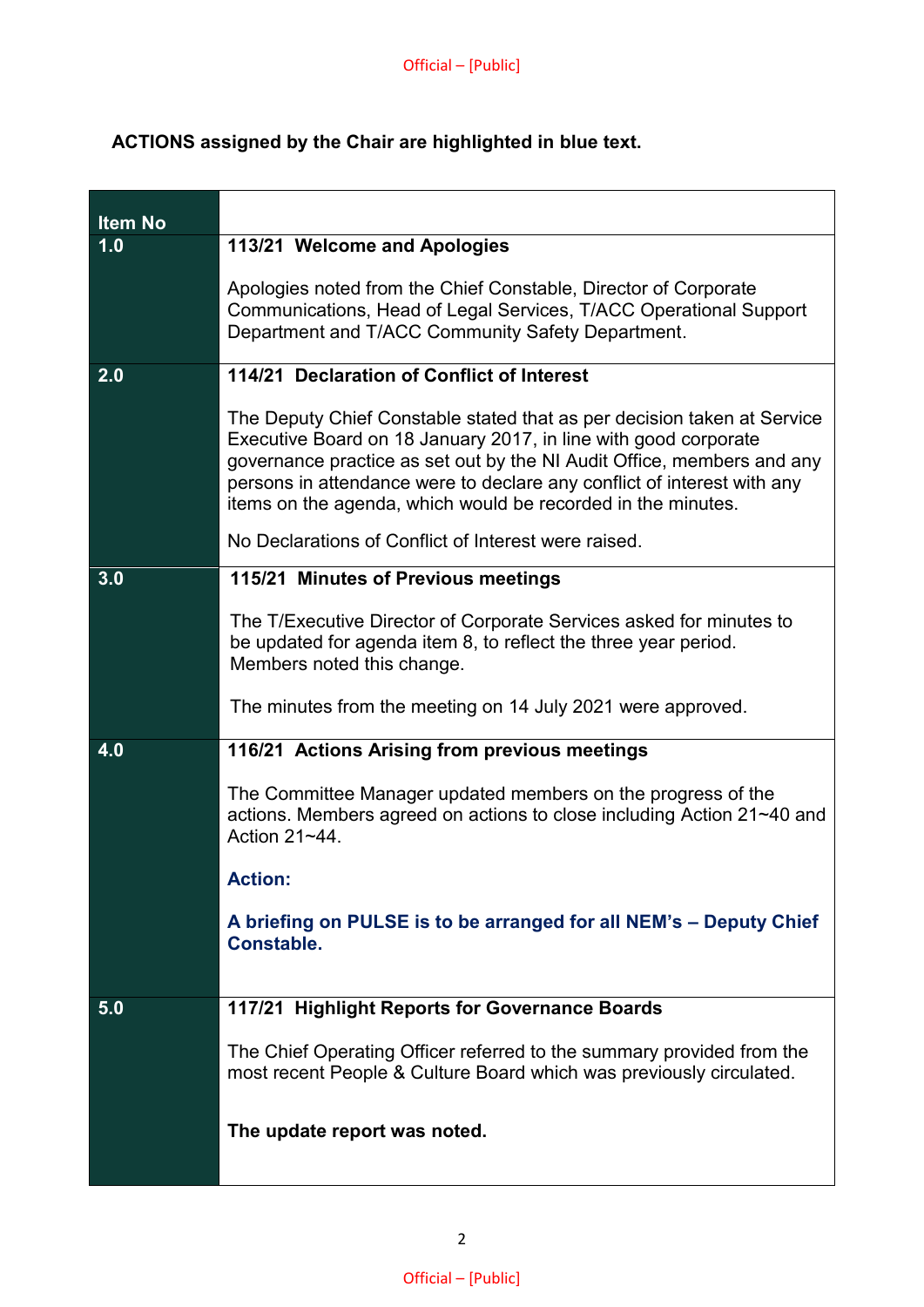**ACTIONS assigned by the Chair are highlighted in blue text.**

| Item No | |
|---|---|
| 1.0 | **113/21 Welcome and Apologies**<br><br>Apologies noted from the Chief Constable, Director of Corporate Communications, Head of Legal Services, T/ACC Operational Support Department and T/ACC Community Safety Department. |
| 2.0 | **114/21 Declaration of Conflict of Interest**<br><br>The Deputy Chief Constable stated that as per decision taken at Service Executive Board on 18 January 2017, in line with good corporate governance practice as set out by the NI Audit Office, members and any persons in attendance were to declare any conflict of interest with any items on the agenda, which would be recorded in the minutes.<br><br>No Declarations of Conflict of Interest were raised. |
| 3.0 | **115/21 Minutes of Previous meetings**<br><br>The T/Executive Director of Corporate Services asked for minutes to be updated for agenda item 8, to reflect the three year period. Members noted this change.<br><br>The minutes from the meeting on 14 July 2021 were approved. |
| 4.0 | **116/21 Actions Arising from previous meetings**<br><br>The Committee Manager updated members on the progress of the actions. Members agreed on actions to close including Action 21~40 and Action 21~44.<br><br>**Action:**<br><br>**A briefing on PULSE is to be arranged for all NEM's – Deputy Chief Constable.** |
| 5.0 | **117/21 Highlight Reports for Governance Boards**<br><br>The Chief Operating Officer referred to the summary provided from the most recent People & Culture Board which was previously circulated.<br><br>**The update report was noted.** |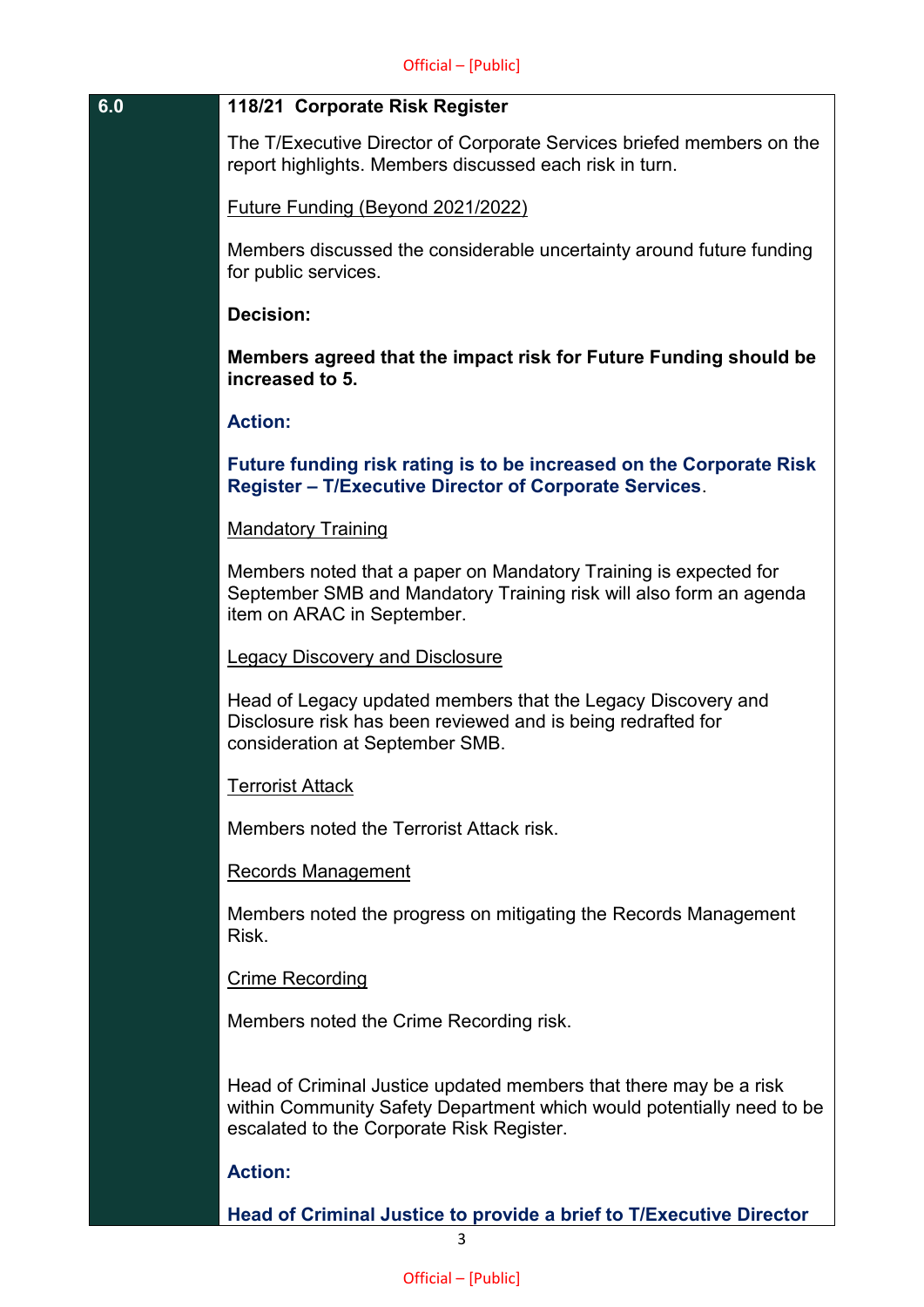**6.0** **118/21 Corporate Risk Register**

The T/Executive Director of Corporate Services briefed members on the report highlights. Members discussed each risk in turn.

Future Funding (Beyond 2021/2022)

Members discussed the considerable uncertainty around future funding for public services.

**Decision:**

**Members agreed that the impact risk for Future Funding should be increased to 5.**

**Action:**

**Future funding risk rating is to be increased on the Corporate Risk Register – T/Executive Director of Corporate Services**.

Mandatory Training

Members noted that a paper on Mandatory Training is expected for September SMB and Mandatory Training risk will also form an agenda item on ARAC in September.

Legacy Discovery and Disclosure

Head of Legacy updated members that the Legacy Discovery and Disclosure risk has been reviewed and is being redrafted for consideration at September SMB.

Terrorist Attack

Members noted the Terrorist Attack risk.

Records Management

Members noted the progress on mitigating the Records Management Risk.

Crime Recording

Members noted the Crime Recording risk.

Head of Criminal Justice updated members that there may be a risk within Community Safety Department which would potentially need to be escalated to the Corporate Risk Register.

**Action:**

**Head of Criminal Justice to provide a brief to T/Executive Director**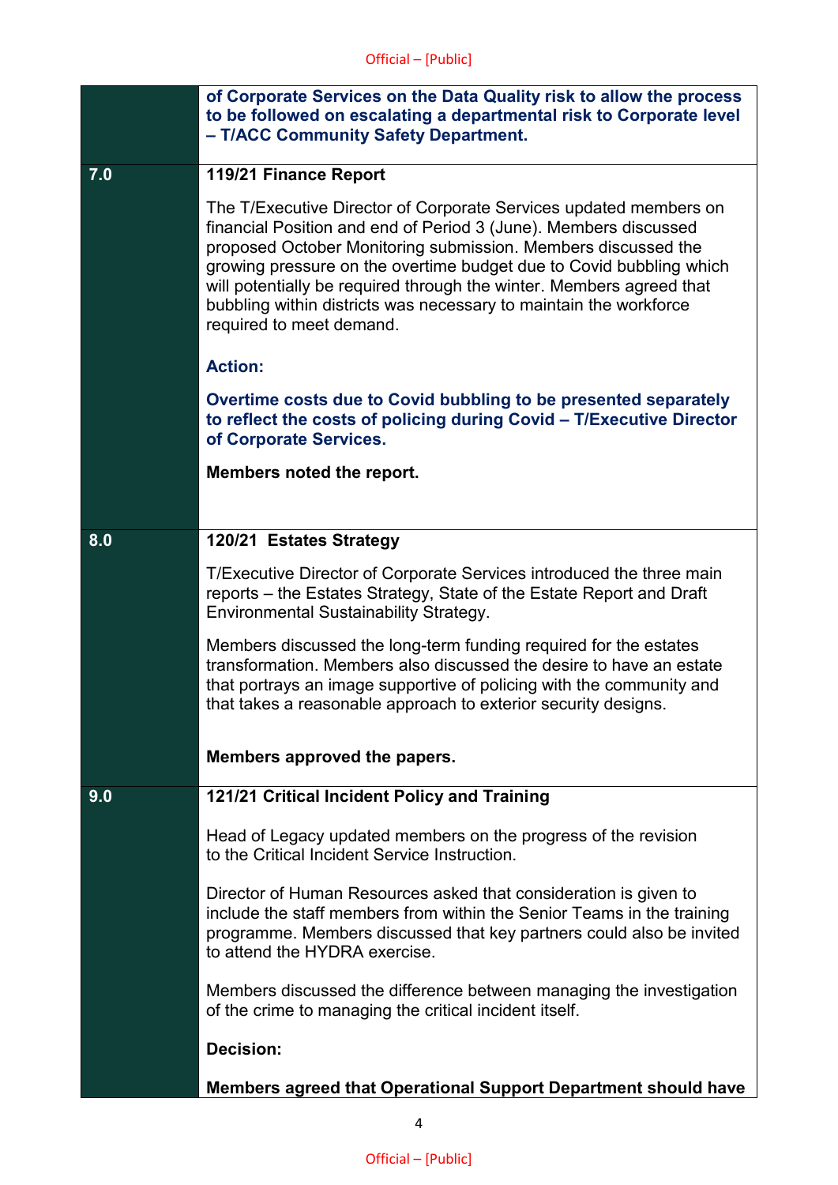| | |
|---|---|
| | **of Corporate Services on the Data Quality risk to allow the process to be followed on escalating a departmental risk to Corporate level – T/ACC Community Safety Department.** |
| **7.0** | **119/21 Finance Report**<br><br>The T/Executive Director of Corporate Services updated members on financial Position and end of Period 3 (June). Members discussed proposed October Monitoring submission. Members discussed the growing pressure on the overtime budget due to Covid bubbling which will potentially be required through the winter. Members agreed that bubbling within districts was necessary to maintain the workforce required to meet demand.<br><br>**Action:**<br><br>**Overtime costs due to Covid bubbling to be presented separately to reflect the costs of policing during Covid – T/Executive Director of Corporate Services.**<br><br>**Members noted the report.** |
| **8.0** | **120/21 Estates Strategy**<br><br>T/Executive Director of Corporate Services introduced the three main reports – the Estates Strategy, State of the Estate Report and Draft Environmental Sustainability Strategy.<br><br>Members discussed the long-term funding required for the estates transformation. Members also discussed the desire to have an estate that portrays an image supportive of policing with the community and that takes a reasonable approach to exterior security designs.<br><br>**Members approved the papers.** |
| **9.0** | **121/21 Critical Incident Policy and Training**<br><br>Head of Legacy updated members on the progress of the revision to the Critical Incident Service Instruction.<br><br>Director of Human Resources asked that consideration is given to include the staff members from within the Senior Teams in the training programme. Members discussed that key partners could also be invited to attend the HYDRA exercise.<br><br>Members discussed the difference between managing the investigation of the crime to managing the critical incident itself.<br><br>**Decision:**<br><br>**Members agreed that Operational Support Department should have** |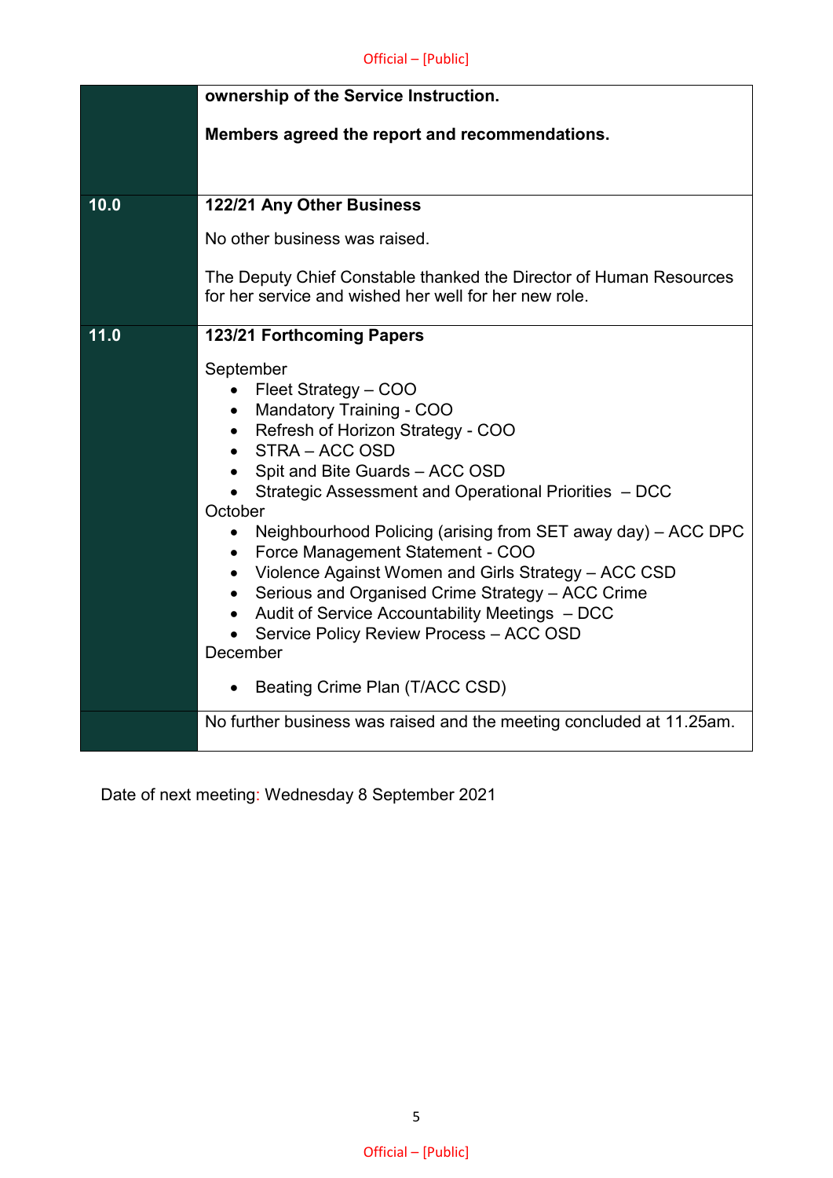| | |
|---|---|
| | **ownership of the Service Instruction.**<br><br>**Members agreed the report and recommendations.** |
| **10.0** | **122/21 Any Other Business**<br><br>No other business was raised.<br><br>The Deputy Chief Constable thanked the Director of Human Resources for her service and wished her well for her new role. |
| **11.0** | **123/21 Forthcoming Papers**<br><br>September<br>• Fleet Strategy – COO<br>• Mandatory Training - COO<br>• Refresh of Horizon Strategy - COO<br>• STRA – ACC OSD<br>• Spit and Bite Guards – ACC OSD<br>• Strategic Assessment and Operational Priorities – DCC<br>October<br>• Neighbourhood Policing (arising from SET away day) – ACC DPC<br>• Force Management Statement - COO<br>• Violence Against Women and Girls Strategy – ACC CSD<br>• Serious and Organised Crime Strategy – ACC Crime<br>• Audit of Service Accountability Meetings – DCC<br>• Service Policy Review Process – ACC OSD<br>December<br><br>• Beating Crime Plan (T/ACC CSD) |
| | No further business was raised and the meeting concluded at 11.25am. |

Date of next meeting: Wednesday 8 September 2021